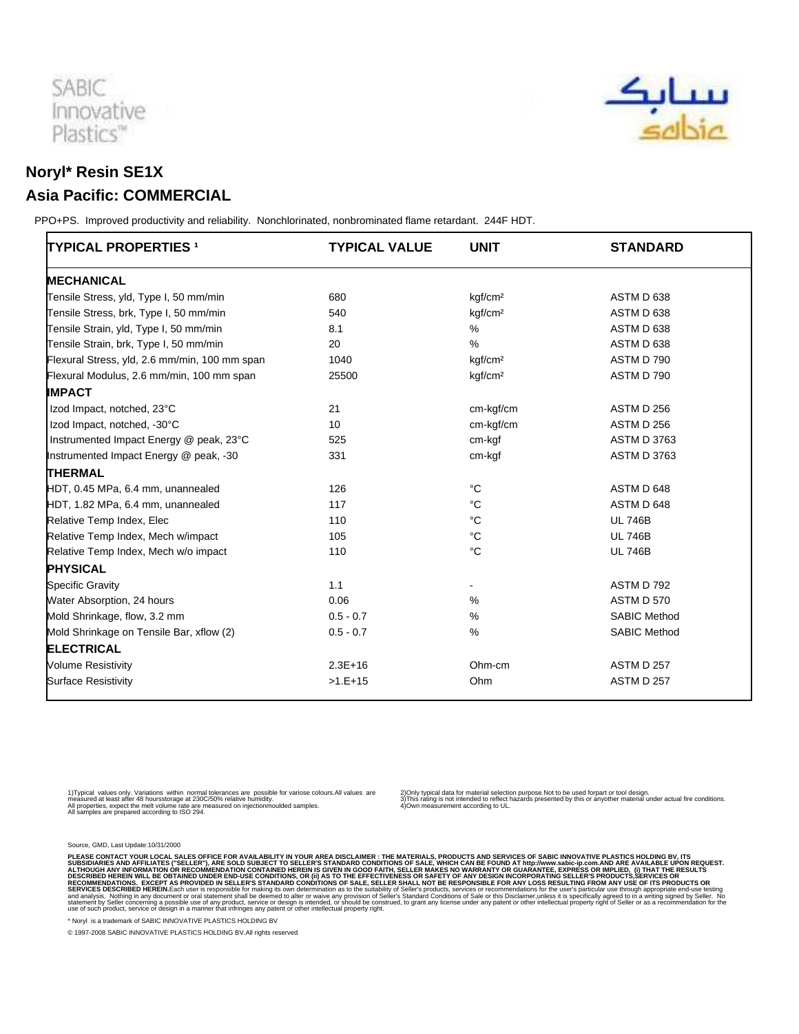SABIC Innovative Plastics™

سابك
sabic

# Noryl* Resin SE1X

## Asia Pacific: COMMERCIAL

PPO+PS. Improved productivity and reliability. Nonchlorinated, nonbrominated flame retardant. 244F HDT.

| TYPICAL PROPERTIES [1] | TYPICAL VALUE | UNIT | STANDARD |
|---|---|---|---|
| **MECHANICAL** | | | |
| Tensile Stress, yld, Type I, 50 mm/min | 680 | kgf/cm² | ASTM D 638 |
| Tensile Stress, brk, Type I, 50 mm/min | 540 | kgf/cm² | ASTM D 638 |
| Tensile Strain, yld, Type I, 50 mm/min | 8.1 | % | ASTM D 638 |
| Tensile Strain, brk, Type I, 50 mm/min | 20 | % | ASTM D 638 |
| Flexural Stress, yld, 2.6 mm/min, 100 mm span | 1040 | kgf/cm² | ASTM D 790 |
| Flexural Modulus, 2.6 mm/min, 100 mm span | 25500 | kgf/cm² | ASTM D 790 |
| **IMPACT** | | | |
| Izod Impact, notched, 23°C | 21 | cm-kgf/cm | ASTM D 256 |
| Izod Impact, notched, -30°C | 10 | cm-kgf/cm | ASTM D 256 |
| Instrumented Impact Energy @ peak, 23°C | 525 | cm-kgf | ASTM D 3763 |
| Instrumented Impact Energy @ peak, -30 | 331 | cm-kgf | ASTM D 3763 |
| **THERMAL** | | | |
| HDT, 0.45 MPa, 6.4 mm, unannealed | 126 | °C | ASTM D 648 |
| HDT, 1.82 MPa, 6.4 mm, unannealed | 117 | °C | ASTM D 648 |
| Relative Temp Index, Elec | 110 | °C | UL 746B |
| Relative Temp Index, Mech w/impact | 105 | °C | UL 746B |
| Relative Temp Index, Mech w/o impact | 110 | °C | UL 746B |
| **PHYSICAL** | | | |
| Specific Gravity | 1.1 | - | ASTM D 792 |
| Water Absorption, 24 hours | 0.06 | % | ASTM D 570 |
| Mold Shrinkage, flow, 3.2 mm | 0.5 - 0.7 | % | SABIC Method |
| Mold Shrinkage on Tensile Bar, xflow (2) | 0.5 - 0.7 | % | SABIC Method |
| **ELECTRICAL** | | | |
| Volume Resistivity | 2.3E+16 | Ohm-cm | ASTM D 257 |
| Surface Resistivity | >1.E+15 | Ohm | ASTM D 257 |

1)Typical values only. Variations within normal tolerances are possible for variose colours.All values are measured at least after 48 hoursstorage at 230C/50% relative humidity.
All properties, expect the melt volume rate are measured on injectionmoulded samples.
All samples are prepared according to ISO 294.

2)Only typical data for material selection purpose.Not to be used forpart or tool design.
3)This rating is not intended to reflect hazards presented by this or anyother material under actual fire conditions.
4)Own measurement according to UL.

Source, GMD, Last Update:10/31/2000

PLEASE CONTACT YOUR LOCAL SALES OFFICE FOR AVAILABILITY IN YOUR AREA DISCLAIMER : THE MATERIALS, PRODUCTS AND SERVICES OF SABIC INNOVATIVE PLASTICS HOLDING BV, ITS SUBSIDIARIES AND AFFILIATES ("SELLER"), ARE SOLD SUBJECT TO SELLER'S STANDARD CONDITIONS OF SALE, WHICH CAN BE FOUND AT http://www.sabic-ip.com.AND ARE AVAILABLE UPON REQUEST. ALTHOUGH ANY INFORMATION OR RECOMMENDATION CONTAINED HEREIN IS GIVEN IN GOOD FAITH, SELLER MAKES NO WARRANTY OR GUARANTEE, EXPRESS OR IMPLIED, (i) THAT THE RESULTS DESCRIBED HEREIN WILL BE OBTAINED UNDER END-USE CONDITIONS, OR (ii) AS TO THE EFFECTIVENESS OR SAFETY OF ANY DESIGN INCORPORATING SELLER'S PRODUCTS,SERVICES OR RECOMMENDATIONS. EXCEPT AS PROVIDED IN SELLER'S STANDARD CONDITIONS OF SALE, SELLER SHALL NOT BE RESPONSIBLE FOR ANY LOSS RESULTING FROM ANY USE OF ITS PRODUCTS OR SERVICES DESCRIBED HEREIN.Each user is responsible for making its own determination as to the suitability of Seller's products, services or recommendations for the user's particular use through appropriate end-use testing and analysis. Nothing in any document or oral statement shall be deemed to alter or waive any provision of Seller's Standard Conditions of Sale or this Disclaimer,unless it is specifically agreed to in a writing signed by Seller. No statement by Seller concerning a possible use of any product, service or design is intended, or should be construed, to grant any license under any patent or other intellectual property right of Seller or as a recommendation for the use of such product, service or design in a manner that infringes any patent or other intellectual property right.

* Noryl is a trademark of SABIC INNOVATIVE PLASTICS HOLDING BV

© 1997-2008 SABIC INNOVATIVE PLASTICS HOLDING BV.All rights reserved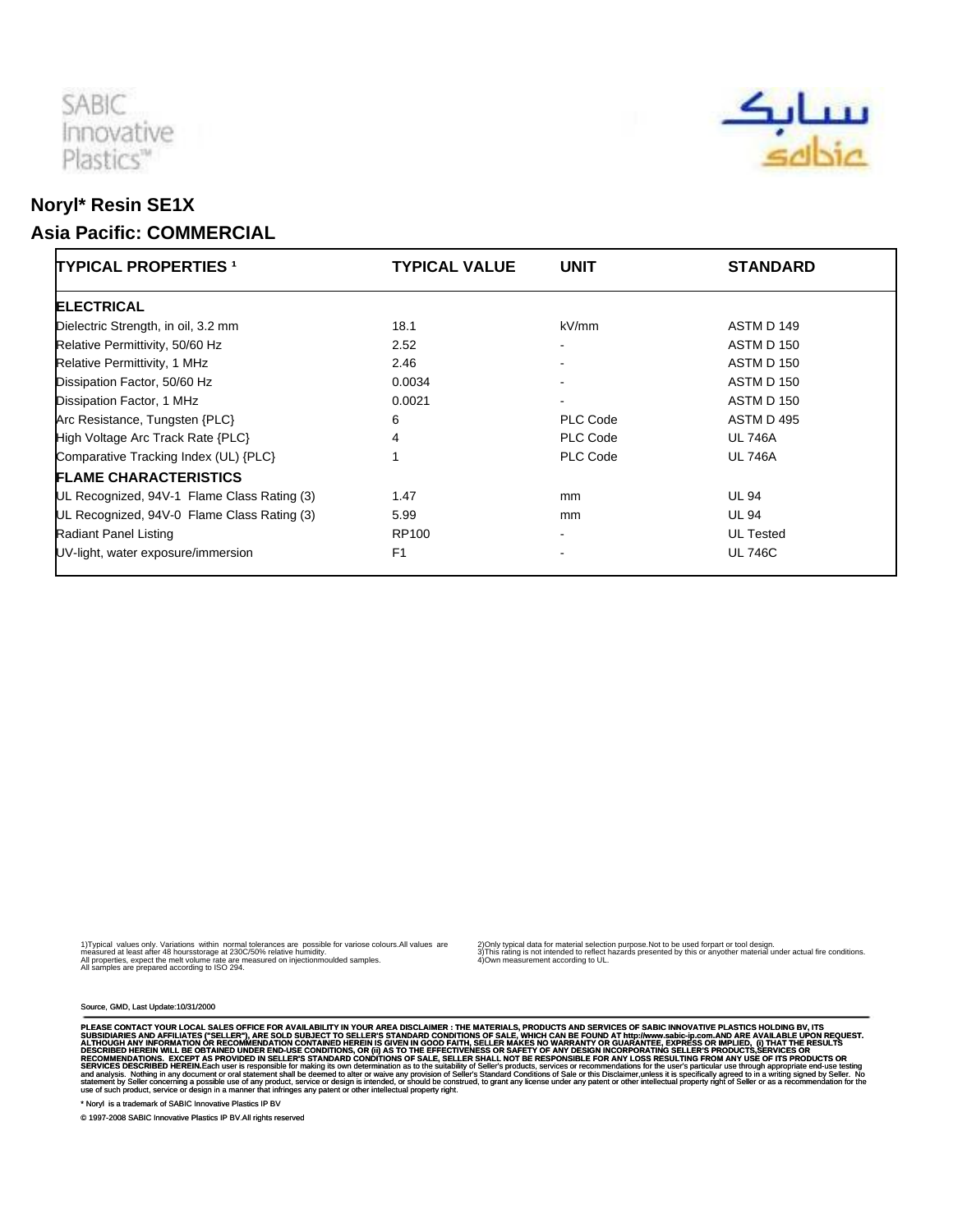SABIC Innovative Plastics™

سابك
sabic

## Noryl* Resin SE1X

## Asia Pacific: COMMERCIAL

| TYPICAL PROPERTIES [1] | TYPICAL VALUE | UNIT | STANDARD |
|---|---|---|---|
| **ELECTRICAL** | | | |
| Dielectric Strength, in oil, 3.2 mm | 18.1 | kV/mm | ASTM D 149 |
| Relative Permittivity, 50/60 Hz | 2.52 | - | ASTM D 150 |
| Relative Permittivity, 1 MHz | 2.46 | - | ASTM D 150 |
| Dissipation Factor, 50/60 Hz | 0.0034 | - | ASTM D 150 |
| Dissipation Factor, 1 MHz | 0.0021 | - | ASTM D 150 |
| Arc Resistance, Tungsten {PLC} | 6 | PLC Code | ASTM D 495 |
| High Voltage Arc Track Rate {PLC} | 4 | PLC Code | UL 746A |
| Comparative Tracking Index (UL) {PLC} | 1 | PLC Code | UL 746A |
| **FLAME CHARACTERISTICS** | | | |
| UL Recognized, 94V-1 Flame Class Rating (3) | 1.47 | mm | UL 94 |
| UL Recognized, 94V-0 Flame Class Rating (3) | 5.99 | mm | UL 94 |
| Radiant Panel Listing | RP100 | - | UL Tested |
| UV-light, water exposure/immersion | F1 | - | UL 746C |

1)Typical values only. Variations within normal tolerances are possible for variose colours.All values are measured at least after 48 hoursstorage at 230C/50% relative humidity.
All properties, expect the melt volume rate are measured on injectionmoulded samples.
All samples are prepared according to ISO 294.

2)Only typical data for material selection purpose.Not to be used forpart or tool design.
3)This rating is not intended to reflect hazards presented by this or anyother material under actual fire conditions.
4)Own measurement according to UL.

Source, GMD, Last Update:10/31/2000

PLEASE CONTACT YOUR LOCAL SALES OFFICE FOR AVAILABILITY IN YOUR AREA DISCLAIMER : THE MATERIALS, PRODUCTS AND SERVICES OF SABIC INNOVATIVE PLASTICS HOLDING BV, ITS SUBSIDIARIES AND AFFILIATES ("SELLER"), ARE SOLD SUBJECT TO SELLER'S STANDARD CONDITIONS OF SALE, WHICH CAN BE FOUND AT http://www.sabic-ip.com.AND ARE AVAILABLE UPON REQUEST. ALTHOUGH ANY INFORMATION OR RECOMMENDATION CONTAINED HEREIN IS GIVEN IN GOOD FAITH, SELLER MAKES NO WARRANTY OR GUARANTEE, EXPRESS OR IMPLIED, (i) THAT THE RESULTS DESCRIBED HEREIN WILL BE OBTAINED UNDER END-USE CONDITIONS, OR (ii) AS TO THE EFFECTIVENESS OR SAFETY OF ANY DESIGN INCORPORATING SELLER'S PRODUCTS,SERVICES OR RECOMMENDATIONS. EXCEPT AS PROVIDED IN SELLER'S STANDARD CONDITIONS OF SALE, SELLER SHALL NOT BE RESPONSIBLE FOR ANY LOSS RESULTING FROM ANY USE OF ITS PRODUCTS OR SERVICES DESCRIBED HEREIN.Each user is responsible for making its own determination as to the suitability of Seller's products, services or recommendations for the user's particular use through appropriate end-use testing and analysis. Nothing in any document or oral statement shall be deemed to alter or waive any provision of Seller's Standard Conditions of Sale or this Disclaimer,unless it is specifically agreed to in a writing signed by Seller. No statement by Seller concerning a possible use of any product, service or design is intended, or should be construed, to grant any license under any patent or other intellectual property right of Seller or as a recommendation for the use of such product, service or design in a manner that infringes any patent or other intellectual property right.

* Noryl is a trademark of SABIC Innovative Plastics IP BV

© 1997-2008 SABIC Innovative Plastics IP BV.All rights reserved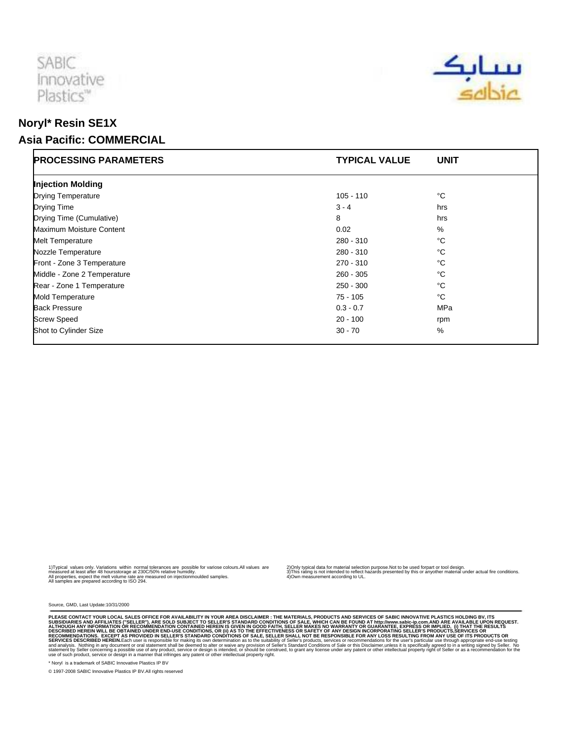SABIC Innovative Plastics™

## Noryl* Resin SE1X

## Asia Pacific: COMMERCIAL

| PROCESSING PARAMETERS | TYPICAL VALUE | UNIT |
|---|---|---|
| **Injection Molding** | | |
| Drying Temperature | 105 - 110 | °C |
| Drying Time | 3 - 4 | hrs |
| Drying Time (Cumulative) | 8 | hrs |
| Maximum Moisture Content | 0.02 | % |
| Melt Temperature | 280 - 310 | °C |
| Nozzle Temperature | 280 - 310 | °C |
| Front - Zone 3 Temperature | 270 - 310 | °C |
| Middle - Zone 2 Temperature | 260 - 305 | °C |
| Rear - Zone 1 Temperature | 250 - 300 | °C |
| Mold Temperature | 75 - 105 | °C |
| Back Pressure | 0.3 - 0.7 | MPa |
| Screw Speed | 20 - 100 | rpm |
| Shot to Cylinder Size | 30 - 70 | % |

1)Typical values only. Variations within normal tolerances are possible for variose colours.All values are measured at least after 48 hoursstorage at 230C/50% relative humidity.
All properties, expect the melt volume rate are measured on injectionmoulded samples.
All samples are prepared according to ISO 294.

2)Only typical data for material selection purpose.Not to be used forpart or tool design.
3)This rating is not intended to reflect hazards presented by this or anyother material under actual fire conditions.
4)Own measurement according to UL.

Source, GMD, Last Update:10/31/2000

PLEASE CONTACT YOUR LOCAL SALES OFFICE FOR AVAILABILITY IN YOUR AREA DISCLAIMER : THE MATERIALS, PRODUCTS AND SERVICES OF SABIC INNOVATIVE PLASTICS HOLDING BV, ITS SUBSIDIARIES AND AFFILIATES ("SELLER"), ARE SOLD SUBJECT TO SELLER'S STANDARD CONDITIONS OF SALE, WHICH CAN BE FOUND AT http://www.sabic-ip.com.AND ARE AVAILABLE UPON REQUEST. ALTHOUGH ANY INFORMATION OR RECOMMENDATION CONTAINED HEREIN IS GIVEN IN GOOD FAITH, SELLER MAKES NO WARRANTY OR GUARANTEE, EXPRESS OR IMPLIED, (i) THAT THE RESULTS DESCRIBED HEREIN WILL BE OBTAINED UNDER END-USE CONDITIONS, OR (ii) AS TO THE EFFECTIVENESS OR SAFETY OF ANY DESIGN INCORPORATING SELLER'S PRODUCTS,SERVICES OR RECOMMENDATIONS. EXCEPT AS PROVIDED IN SELLER'S STANDARD CONDITIONS OF SALE, SELLER SHALL NOT BE RESPONSIBLE FOR ANY LOSS RESULTING FROM ANY USE OF ITS PRODUCTS OR SERVICES DESCRIBED HEREIN.Each user is responsible for making its own determination as to the suitability of Seller's products, services or recommendations for the user's particular use through appropriate end-use testing and analysis. Nothing in any document or oral statement shall be deemed to alter or waive any provision of Seller's Standard Conditions of Sale or this Disclaimer,unless it is specifically agreed to in a writing signed by Seller. No statement by Seller concerning a possible use of any product, service or design is intended, or should be construed, to grant any license under any patent or other intellectual property right of Seller or as a recommendation for the use of such product, service or design in a manner that infringes any patent or other intellectual property right.

* Noryl is a trademark of SABIC Innovative Plastics IP BV

© 1997-2008 SABIC Innovative Plastics IP BV.All rights reserved